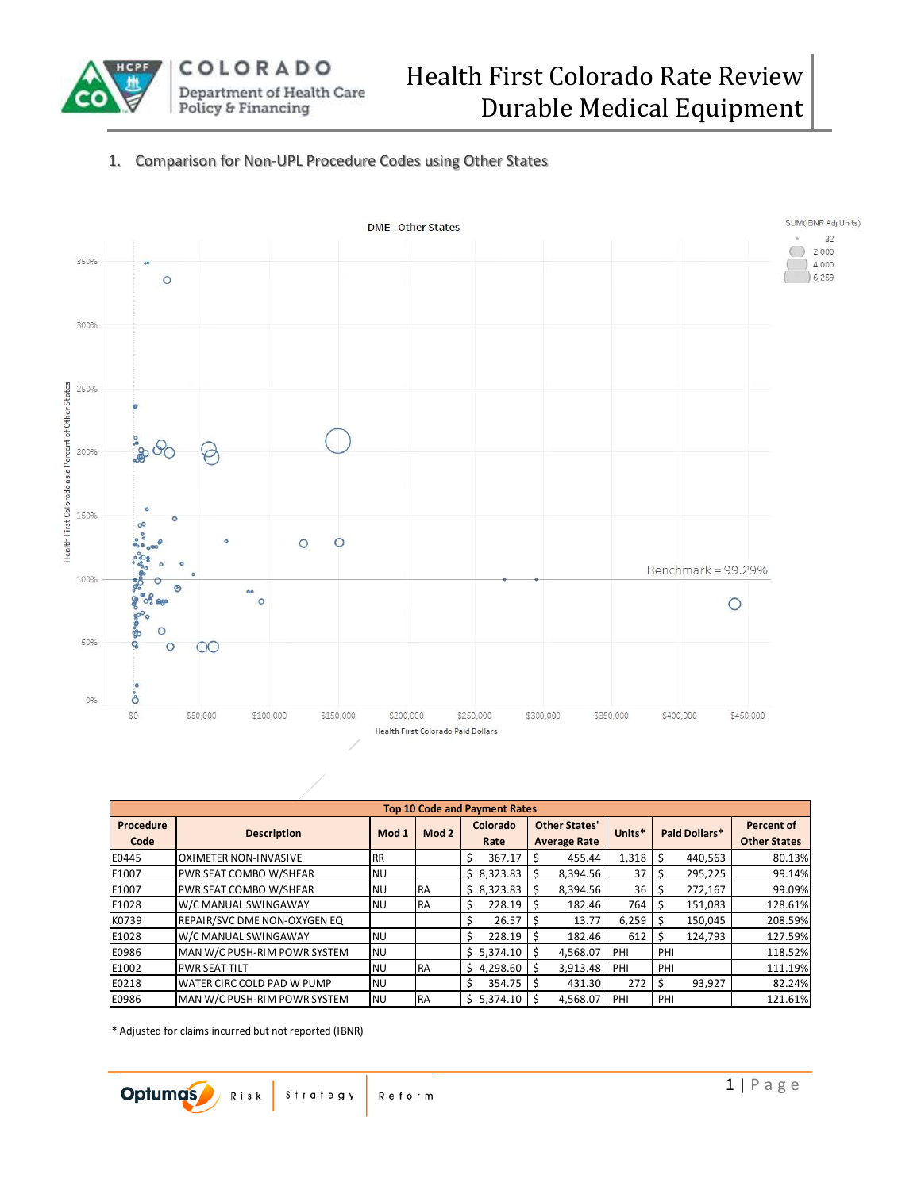# Health First Colorado Rate Review
# Durable Medical Equipment

## 1. Comparison for Non-UPL Procedure Codes using Other States

DME - Other States

Health First Colorado as a Percent of Other States (y-axis); Health First Colorado Paid Dollars (x-axis)

SUM(IBNR Adj Units): 32; 2,000; 4,000; 6,259

Benchmark = 99.29%

| Top 10 Code and Payment Rates | | | | | | | | |
|---|---|---|---|---|---|---|---|---|
| Procedure Code | Description | Mod 1 | Mod 2 | Colorado Rate | Other States' Average Rate | Units* | Paid Dollars* | Percent of Other States |
| E0445 | OXIMETER NON-INVASIVE | RR | | $ 367.17 | $ 455.44 | 1,318 | $ 440,563 | 80.13% |
| E1007 | PWR SEAT COMBO W/SHEAR | NU | | $ 8,323.83 | $ 8,394.56 | 37 | $ 295,225 | 99.14% |
| E1007 | PWR SEAT COMBO W/SHEAR | NU | RA | $ 8,323.83 | $ 8,394.56 | 36 | $ 272,167 | 99.09% |
| E1028 | W/C MANUAL SWINGAWAY | NU | RA | $ 228.19 | $ 182.46 | 764 | $ 151,083 | 128.61% |
| K0739 | REPAIR/SVC DME NON-OXYGEN EQ | | | $ 26.57 | $ 13.77 | 6,259 | $ 150,045 | 208.59% |
| E1028 | W/C MANUAL SWINGAWAY | NU | | $ 228.19 | $ 182.46 | 612 | $ 124,793 | 127.59% |
| E0986 | MAN W/C PUSH-RIM POWR SYSTEM | NU | | $ 5,374.10 | $ 4,568.07 | PHI | PHI | 118.52% |
| E1002 | PWR SEAT TILT | NU | RA | $ 4,298.60 | $ 3,913.48 | PHI | PHI | 111.19% |
| E0218 | WATER CIRC COLD PAD W PUMP | NU | | $ 354.75 | $ 431.30 | 272 | $ 93,927 | 82.24% |
| E0986 | MAN W/C PUSH-RIM POWR SYSTEM | NU | RA | $ 5,374.10 | $ 4,568.07 | PHI | PHI | 121.61% |

* Adjusted for claims incurred but not reported (IBNR)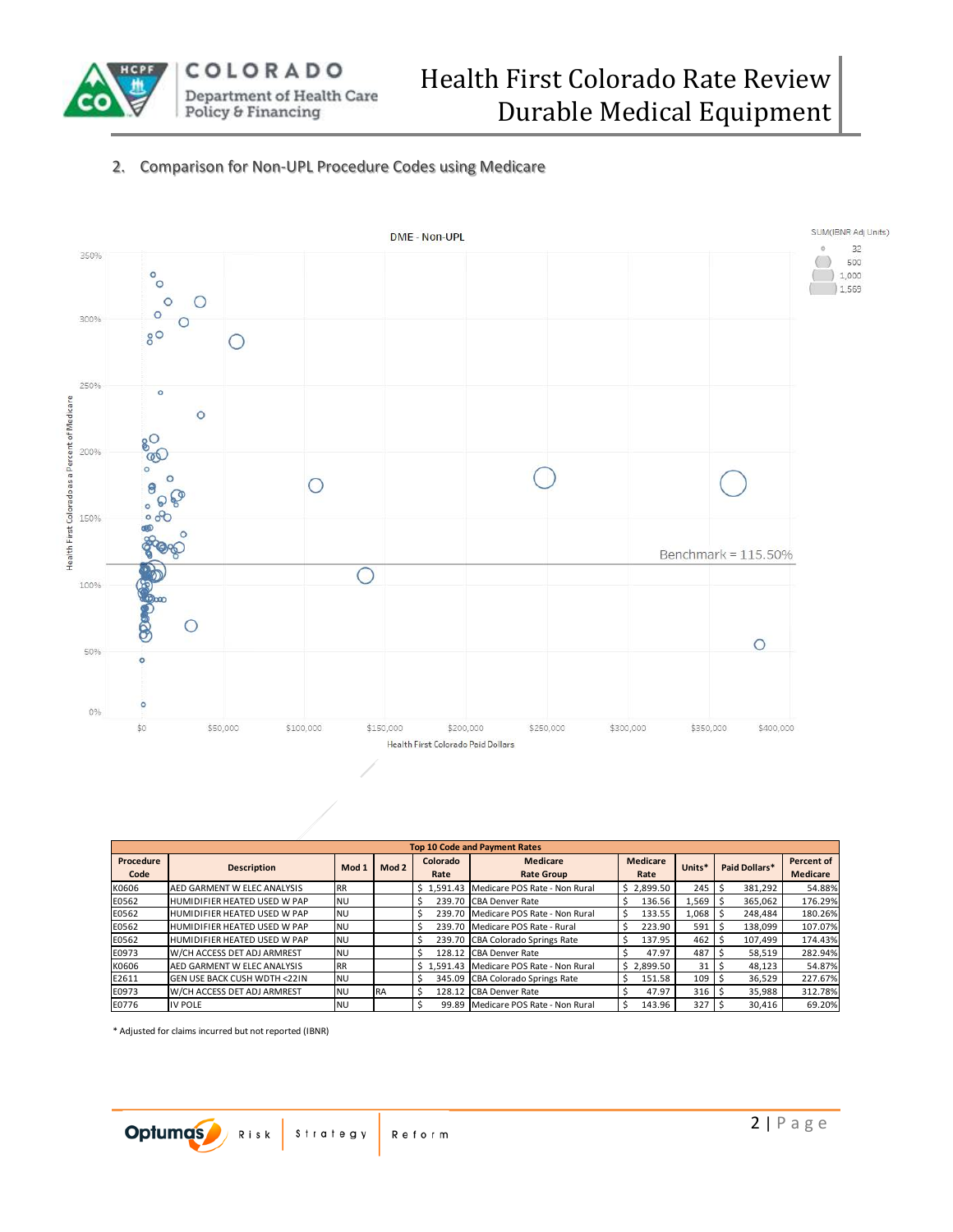## 2. Comparison for Non-UPL Procedure Codes using Medicare

DME - Non-UPL

SUM(IBNR Adj Units): 32, 500, 1,000, 1,569

Health First Colorado as a Percent of Medicare

Benchmark = 115.50%

Health First Colorado Paid Dollars

| Top 10 Code and Payment Rates | | | | | | | | | |
|---|---|---|---|---|---|---|---|---|---|
| Procedure Code | Description | Mod 1 | Mod 2 | Colorado Rate | Medicare Rate Group | Medicare Rate | Units* | Paid Dollars* | Percent of Medicare |
| K0606 | AED GARMENT W ELEC ANALYSIS | RR | | $ 1,591.43 | Medicare POS Rate - Non Rural | $ 2,899.50 | 245 | $ 381,292 | 54.88% |
| E0562 | HUMIDIFIER HEATED USED W PAP | NU | | $ 239.70 | CBA Denver Rate | $ 136.56 | 1,569 | $ 365,062 | 176.29% |
| E0562 | HUMIDIFIER HEATED USED W PAP | NU | | $ 239.70 | Medicare POS Rate - Non Rural | $ 133.55 | 1,068 | $ 248,484 | 180.26% |
| E0562 | HUMIDIFIER HEATED USED W PAP | NU | | $ 239.70 | Medicare POS Rate - Rural | $ 223.90 | 591 | $ 138,099 | 107.07% |
| E0562 | HUMIDIFIER HEATED USED W PAP | NU | | $ 239.70 | CBA Colorado Springs Rate | $ 137.95 | 462 | $ 107,499 | 174.43% |
| E0973 | W/CH ACCESS DET ADJ ARMREST | NU | | $ 128.12 | CBA Denver Rate | $ 47.97 | 487 | $ 58,519 | 282.94% |
| K0606 | AED GARMENT W ELEC ANALYSIS | RR | | $ 1,591.43 | Medicare POS Rate - Non Rural | $ 2,899.50 | 31 | $ 48,123 | 54.87% |
| E2611 | GEN USE BACK CUSH WDTH <22IN | NU | | $ 345.09 | CBA Colorado Springs Rate | $ 151.58 | 109 | $ 36,529 | 227.67% |
| E0973 | W/CH ACCESS DET ADJ ARMREST | NU | RA | $ 128.12 | CBA Denver Rate | $ 47.97 | 316 | $ 35,988 | 312.78% |
| E0776 | IV POLE | NU | | $ 99.89 | Medicare POS Rate - Non Rural | $ 143.96 | 327 | $ 30,416 | 69.20% |

* Adjusted for claims incurred but not reported (IBNR)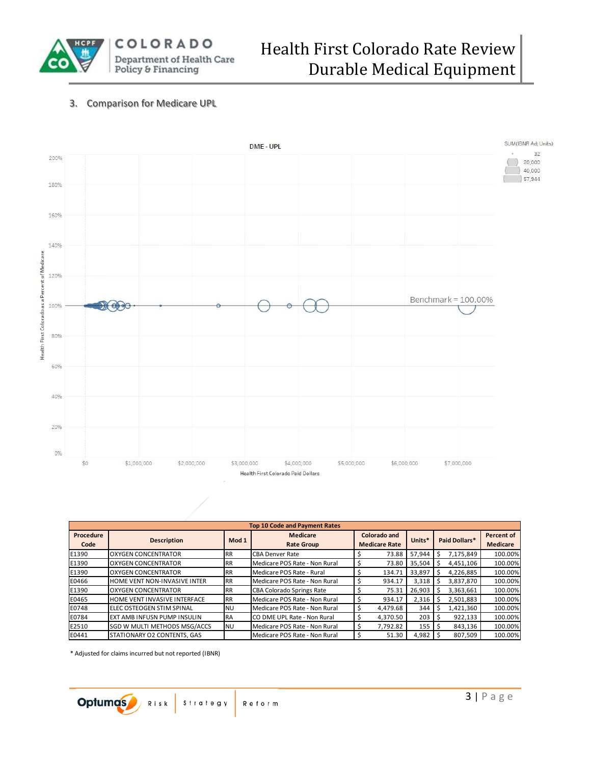## 3. Comparison for Medicare UPL

DME - UPL

SUM(IBNR Adj Units)

32

20,000

40,000

57,944

200%

180%

160%

140%

120%

100%

80%

60%

40%

20%

0%

Health First Colorado as a Percent of Medicare

Benchmark = 100.00%

$0

$1,000,000

$2,000,000

$3,000,000

$4,000,000

$5,000,000

$6,000,000

$7,000,000

Health First Colorado Paid Dollars

| Top 10 Code and Payment Rates | | | | | | | |
|---|---|---|---|---|---|---|---|
| Procedure Code | Description | Mod 1 | Medicare Rate Group | Colorado and Medicare Rate | Units* | Paid Dollars* | Percent of Medicare |
| E1390 | OXYGEN CONCENTRATOR | RR | CBA Denver Rate | $ 73.88 | 57,944 | $ 7,175,849 | 100.00% |
| E1390 | OXYGEN CONCENTRATOR | RR | Medicare POS Rate - Non Rural | $ 73.80 | 35,504 | $ 4,451,106 | 100.00% |
| E1390 | OXYGEN CONCENTRATOR | RR | Medicare POS Rate - Rural | $ 134.71 | 33,897 | $ 4,226,885 | 100.00% |
| E0466 | HOME VENT NON-INVASIVE INTER | RR | Medicare POS Rate - Non Rural | $ 934.17 | 3,318 | $ 3,837,870 | 100.00% |
| E1390 | OXYGEN CONCENTRATOR | RR | CBA Colorado Springs Rate | $ 75.31 | 26,903 | $ 3,363,661 | 100.00% |
| E0465 | HOME VENT INVASIVE INTERFACE | RR | Medicare POS Rate - Non Rural | $ 934.17 | 2,316 | $ 2,501,883 | 100.00% |
| E0748 | ELEC OSTEOGEN STIM SPINAL | NU | Medicare POS Rate - Non Rural | $ 4,479.68 | 344 | $ 1,421,360 | 100.00% |
| E0784 | EXT AMB INFUSN PUMP INSULIN | RA | CO DME UPL Rate - Non Rural | $ 4,370.50 | 203 | $ 922,133 | 100.00% |
| E2510 | SGD W MULTI METHODS MSG/ACCS | NU | Medicare POS Rate - Non Rural | $ 7,792.82 | 155 | $ 843,136 | 100.00% |
| E0441 | STATIONARY O2 CONTENTS, GAS | | Medicare POS Rate - Non Rural | $ 51.30 | 4,982 | $ 807,509 | 100.00% |

* Adjusted for claims incurred but not reported (IBNR)